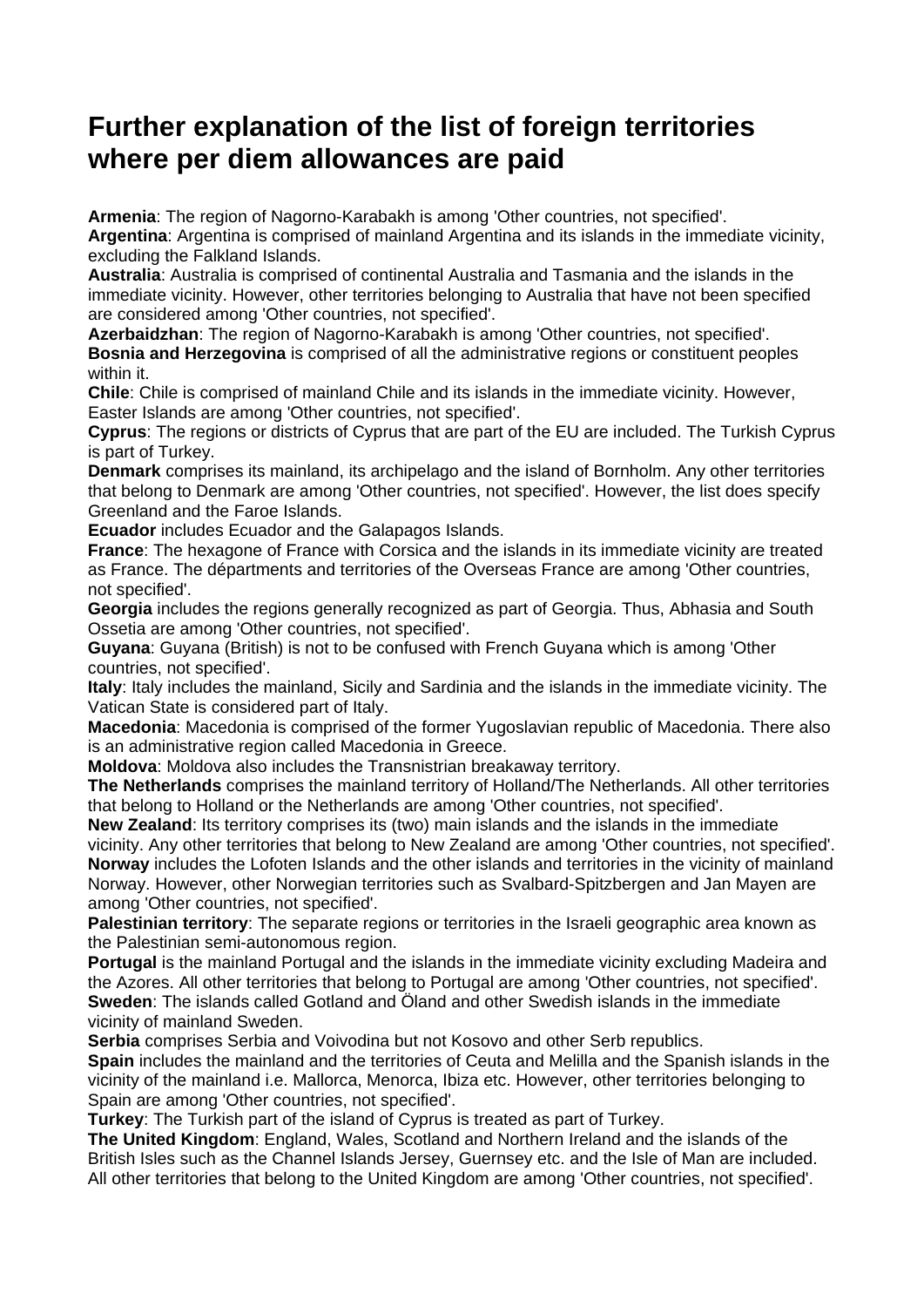# Further explanation of the list of foreign territories where per diem allowances are paid

**Armenia**: The region of Nagorno-Karabakh is among 'Other countries, not specified'.
**Argentina**: Argentina is comprised of mainland Argentina and its islands in the immediate vicinity, excluding the Falkland Islands.
**Australia**: Australia is comprised of continental Australia and Tasmania and the islands in the immediate vicinity. However, other territories belonging to Australia that have not been specified are considered among 'Other countries, not specified'.
**Azerbaidzhan**: The region of Nagorno-Karabakh is among 'Other countries, not specified'.
**Bosnia and Herzegovina** is comprised of all the administrative regions or constituent peoples within it.
**Chile**: Chile is comprised of mainland Chile and its islands in the immediate vicinity. However, Easter Islands are among 'Other countries, not specified'.
**Cyprus**: The regions or districts of Cyprus that are part of the EU are included. The Turkish Cyprus is part of Turkey.
**Denmark** comprises its mainland, its archipelago and the island of Bornholm. Any other territories that belong to Denmark are among 'Other countries, not specified'. However, the list does specify Greenland and the Faroe Islands.
**Ecuador** includes Ecuador and the Galapagos Islands.
**France**: The hexagone of France with Corsica and the islands in its immediate vicinity are treated as France. The départments and territories of the Overseas France are among 'Other countries, not specified'.
**Georgia** includes the regions generally recognized as part of Georgia. Thus, Abhasia and South Ossetia are among 'Other countries, not specified'.
**Guyana**: Guyana (British) is not to be confused with French Guyana which is among 'Other countries, not specified'.
**Italy**: Italy includes the mainland, Sicily and Sardinia and the islands in the immediate vicinity. The Vatican State is considered part of Italy.
**Macedonia**: Macedonia is comprised of the former Yugoslavian republic of Macedonia. There also is an administrative region called Macedonia in Greece.
**Moldova**: Moldova also includes the Transnistrian breakaway territory.
**The Netherlands** comprises the mainland territory of Holland/The Netherlands. All other territories that belong to Holland or the Netherlands are among 'Other countries, not specified'.
**New Zealand**: Its territory comprises its (two) main islands and the islands in the immediate vicinity. Any other territories that belong to New Zealand are among 'Other countries, not specified'.
**Norway** includes the Lofoten Islands and the other islands and territories in the vicinity of mainland Norway. However, other Norwegian territories such as Svalbard-Spitzbergen and Jan Mayen are among 'Other countries, not specified'.
**Palestinian territory**: The separate regions or territories in the Israeli geographic area known as the Palestinian semi-autonomous region.
**Portugal** is the mainland Portugal and the islands in the immediate vicinity excluding Madeira and the Azores. All other territories that belong to Portugal are among 'Other countries, not specified'.
**Sweden**: The islands called Gotland and Öland and other Swedish islands in the immediate vicinity of mainland Sweden.
**Serbia** comprises Serbia and Voivodina but not Kosovo and other Serb republics.
**Spain** includes the mainland and the territories of Ceuta and Melilla and the Spanish islands in the vicinity of the mainland i.e. Mallorca, Menorca, Ibiza etc. However, other territories belonging to Spain are among 'Other countries, not specified'.
**Turkey**: The Turkish part of the island of Cyprus is treated as part of Turkey.
**The United Kingdom**: England, Wales, Scotland and Northern Ireland and the islands of the British Isles such as the Channel Islands Jersey, Guernsey etc. and the Isle of Man are included. All other territories that belong to the United Kingdom are among 'Other countries, not specified'.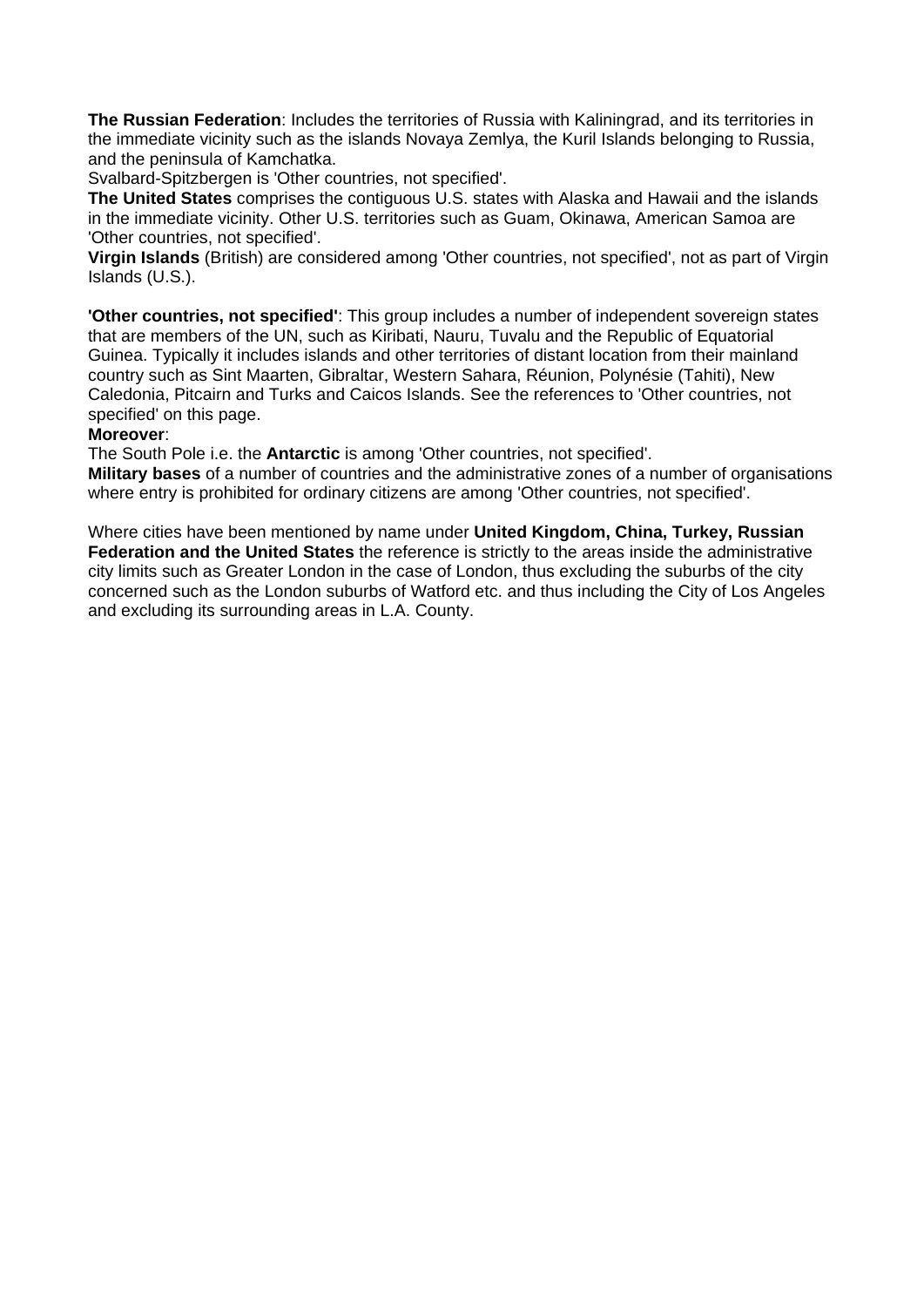**The Russian Federation**: Includes the territories of Russia with Kaliningrad, and its territories in the immediate vicinity such as the islands Novaya Zemlya, the Kuril Islands belonging to Russia, and the peninsula of Kamchatka.
Svalbard-Spitzbergen is 'Other countries, not specified'.
**The United States** comprises the contiguous U.S. states with Alaska and Hawaii and the islands in the immediate vicinity. Other U.S. territories such as Guam, Okinawa, American Samoa are 'Other countries, not specified'.
**Virgin Islands** (British) are considered among 'Other countries, not specified', not as part of Virgin Islands (U.S.).

**'Other countries, not specified'**: This group includes a number of independent sovereign states that are members of the UN, such as Kiribati, Nauru, Tuvalu and the Republic of Equatorial Guinea. Typically it includes islands and other territories of distant location from their mainland country such as Sint Maarten, Gibraltar, Western Sahara, Réunion, Polynésie (Tahiti), New Caledonia, Pitcairn and Turks and Caicos Islands. See the references to 'Other countries, not specified' on this page.
**Moreover**:
The South Pole i.e. the **Antarctic** is among 'Other countries, not specified'.
**Military bases** of a number of countries and the administrative zones of a number of organisations where entry is prohibited for ordinary citizens are among 'Other countries, not specified'.

Where cities have been mentioned by name under **United Kingdom, China, Turkey, Russian Federation and the United States** the reference is strictly to the areas inside the administrative city limits such as Greater London in the case of London, thus excluding the suburbs of the city concerned such as the London suburbs of Watford etc. and thus including the City of Los Angeles and excluding its surrounding areas in L.A. County.